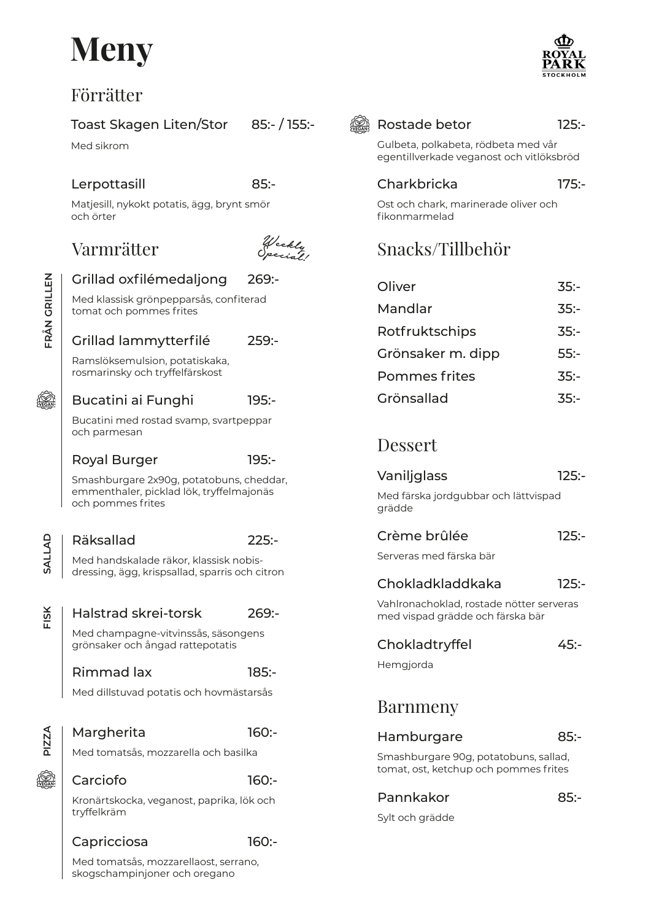# Meny

ROYAL PARK STOCKHOLM

## Förrätter

**Toast Skagen Liten/Stor** 85:- / 155:-

Med sikrom

**Lerpottasill** 85:-

Matjesill, nykokt potatis, ägg, brynt smör och örter

**Rostade betor** (VEGAN) 125:-

Gulbeta, polkabeta, rödbeta med vår egentillverkade veganost och vitlöksbröd

**Charkbricka** 175:-

Ost och chark, marinerade oliver och fikonmarmelad

## Varmrätter

*Weekly Special!*

### FRÅN GRILLEN

**Grillad oxfilémedaljong** 269:-

Med klassisk grönpepparsås, confiterad tomat och pommes frites

**Grillad lammytterfilé** 259:-

Ramslöksemulsion, potatiskaka, rosmarinsky och tryffelfärskost

**Bucatini ai Funghi** (VEGAN) 195:-

Bucatini med rostad svamp, svartpeppar och parmesan

**Royal Burger** 195:-

Smashburgare 2x90g, potatobuns, cheddar, emmenthaler, picklad lök, tryffelmajonäs och pommes frites

### SALLAD

**Räksallad** 225:-

Med handskalade räkor, klassisk nobis-dressing, ägg, krispsallad, sparris och citron

### FISK

**Halstrad skrei-torsk** 269:-

Med champagne-vitvinssås, säsongens grönsaker och ångad rattepotatis

**Rimmad lax** 185:-

Med dillstuvad potatis och hovmästarsås

### PIZZA

**Margherita** 160:-

Med tomatsås, mozzarella och basilka

**Carciofo** (VEGAN) 160:-

Kronärtskocka, veganost, paprika, lök och tryffelkräm

**Capricciosa** 160:-

Med tomatsås, mozzarellaost, serrano, skogschampinjoner och oregano

## Snacks/Tillbehör

| | |
|---|---|
| Oliver | 35:- |
| Mandlar | 35:- |
| Rotfruktschips | 35:- |
| Grönsaker m. dipp | 55:- |
| Pommes frites | 35:- |
| Grönsallad | 35:- |

## Dessert

**Vaniljglass** 125:-

Med färska jordgubbar och lättvispad grädde

**Crème brûlée** 125:-

Serveras med färska bär

**Chokladkladdkaka** 125:-

Vahlronachoklad, rostade nötter serveras med vispad grädde och färska bär

**Chokladtryffel** 45:-

Hemgjorda

## Barnmeny

**Hamburgare** 85:-

Smashburgare 90g, potatobuns, sallad, tomat, ost, ketchup och pommes frites

**Pannkakor** 85:-

Sylt och grädde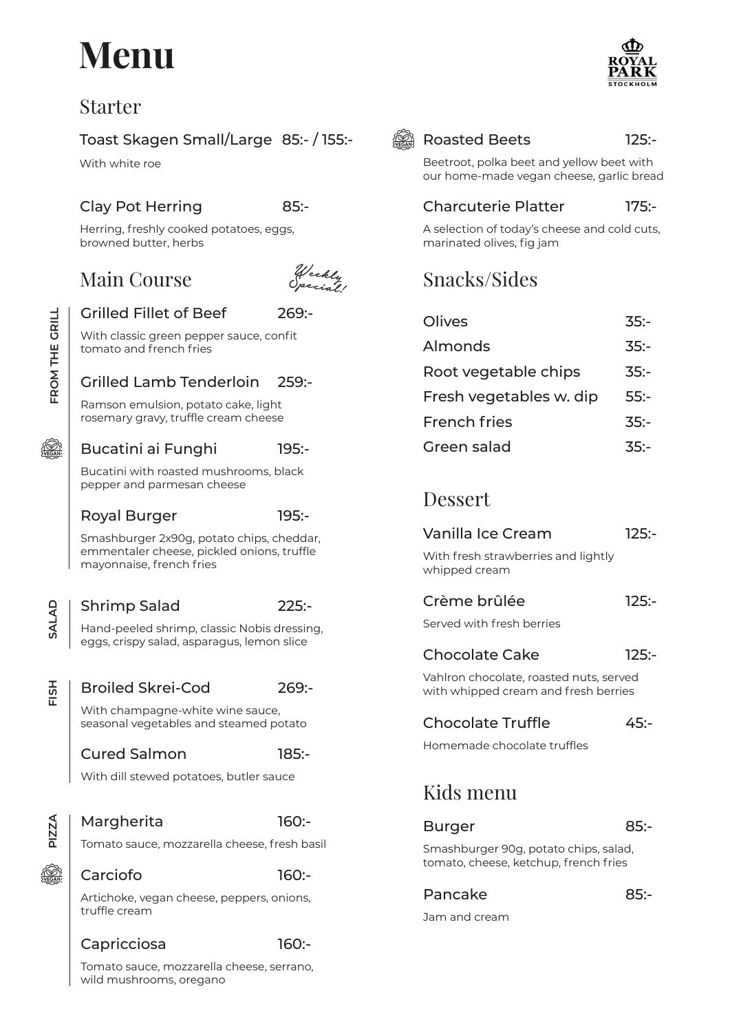# Menu

ROYAL PARK STOCKHOLM

## Starter

**Toast Skagen Small/Large** 85:- / 155:-

With white roe

**Clay Pot Herring** 85:-

Herring, freshly cooked potatoes, eggs, browned butter, herbs

**Roasted Beets** (VEGAN) 125:-

Beetroot, polka beet and yellow beet with our home-made vegan cheese, garlic bread

**Charcuterie Platter** 175:-

A selection of today's cheese and cold cuts, marinated olives, fig jam

## Main Course

*Weekly Special!*

### FROM THE GRILL

**Grilled Fillet of Beef** 269:-

With classic green pepper sauce, confit tomato and french fries

**Grilled Lamb Tenderloin** 259:-

Ramson emulsion, potato cake, light rosemary gravy, truffle cream cheese

**Bucatini ai Funghi** (VEGAN) 195:-

Bucatini with roasted mushrooms, black pepper and parmesan cheese

**Royal Burger** 195:-

Smashburger 2x90g, potato chips, cheddar, emmentaler cheese, pickled onions, truffle mayonnaise, french fries

### SALAD

**Shrimp Salad** 225:-

Hand-peeled shrimp, classic Nobis dressing, eggs, crispy salad, asparagus, lemon slice

### FISH

**Broiled Skrei-Cod** 269:-

With champagne-white wine sauce, seasonal vegetables and steamed potato

**Cured Salmon** 185:-

With dill stewed potatoes, butler sauce

### PIZZA

**Margherita** 160:-

Tomato sauce, mozzarella cheese, fresh basil

**Carciofo** (VEGAN) 160:-

Artichoke, vegan cheese, peppers, onions, truffle cream

**Capricciosa** 160:-

Tomato sauce, mozzarella cheese, serrano, wild mushrooms, oregano

## Snacks/Sides

| | |
|---|---|
| Olives | 35:- |
| Almonds | 35:- |
| Root vegetable chips | 35:- |
| Fresh vegetables w. dip | 55:- |
| French fries | 35:- |
| Green salad | 35:- |

## Dessert

**Vanilla Ice Cream** 125:-

With fresh strawberries and lightly whipped cream

**Crème brûlée** 125:-

Served with fresh berries

**Chocolate Cake** 125:-

Vahlron chocolate, roasted nuts, served with whipped cream and fresh berries

**Chocolate Truffle** 45:-

Homemade chocolate truffles

## Kids menu

**Burger** 85:-

Smashburger 90g, potato chips, salad, tomato, cheese, ketchup, french fries

**Pancake** 85:-

Jam and cream